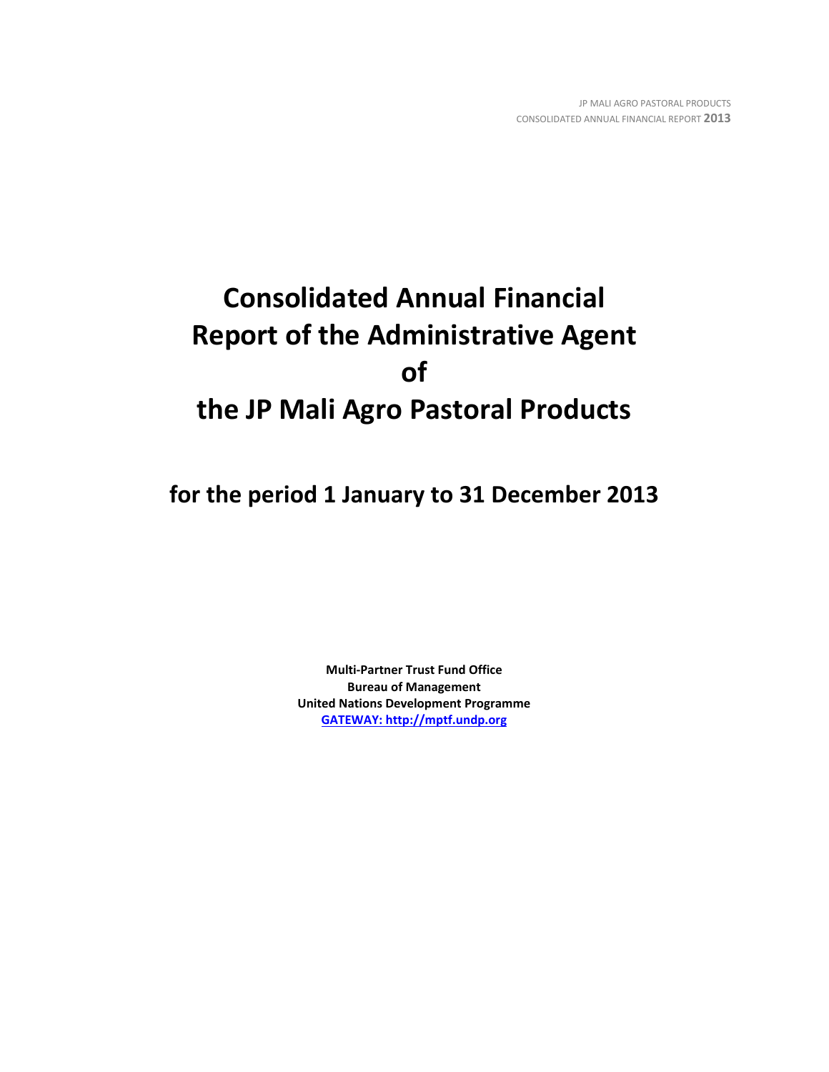# Consolidated Annual Financial Report of the Administrative Agent of the JP Mali Agro Pastoral Products

## for the period 1 January to 31 December 2013

**Multi-Partner Trust Fund Office**
**Bureau of Management**
**United Nations Development Programme**
**GATEWAY: http://mptf.undp.org**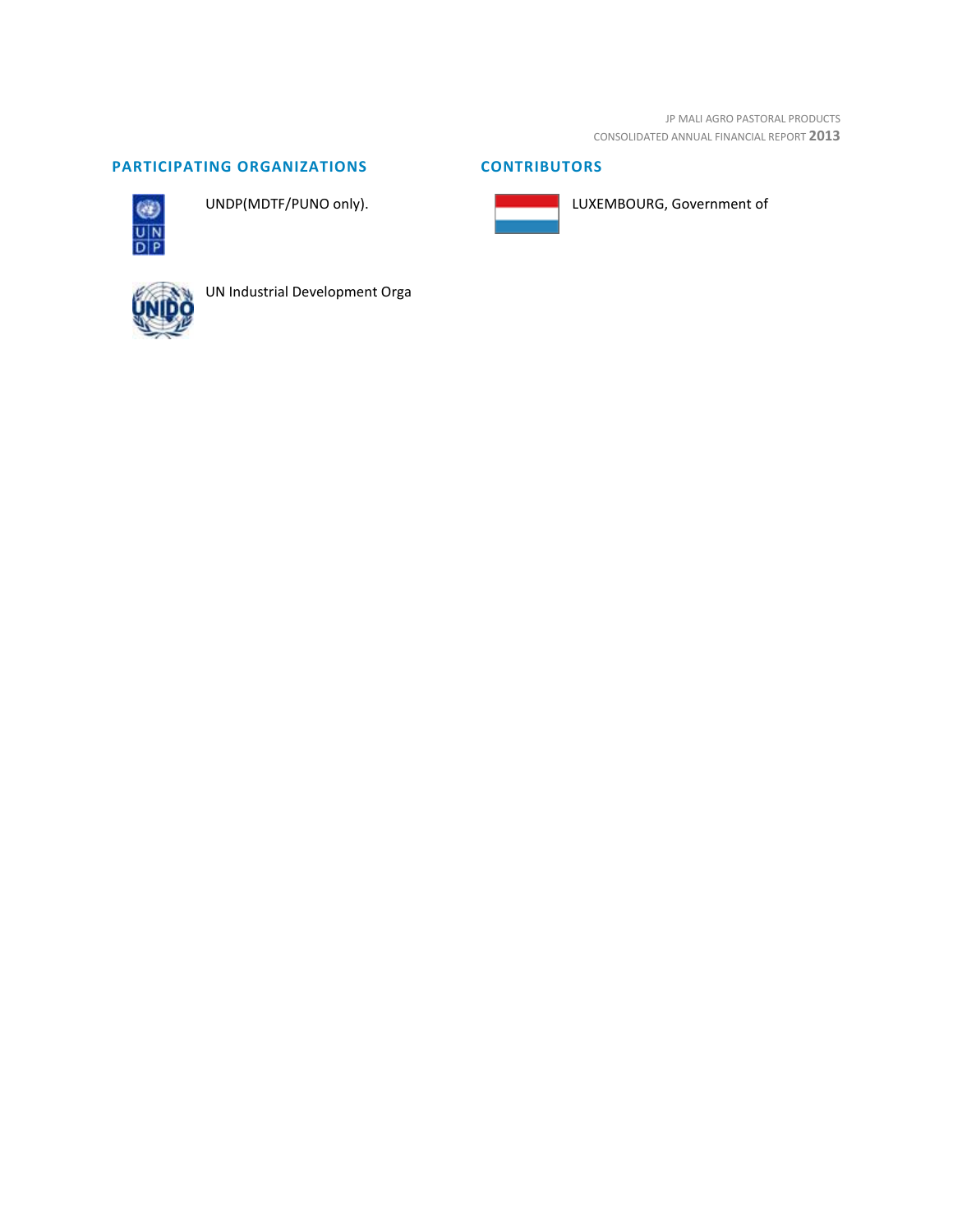## PARTICIPATING ORGANIZATIONS

UNDP(MDTF/PUNO only).

UN Industrial Development Orga

## CONTRIBUTORS

LUXEMBOURG, Government of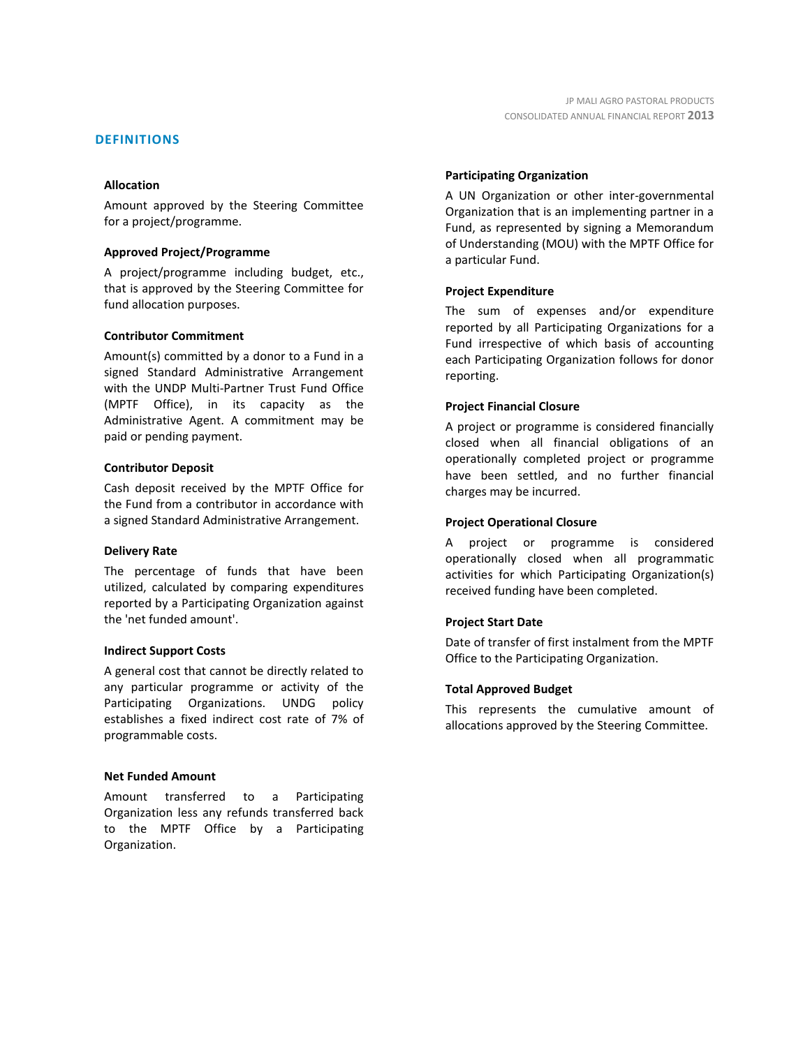## DEFINITIONS

**Allocation**

Amount approved by the Steering Committee for a project/programme.

**Approved Project/Programme**

A project/programme including budget, etc., that is approved by the Steering Committee for fund allocation purposes.

**Contributor Commitment**

Amount(s) committed by a donor to a Fund in a signed Standard Administrative Arrangement with the UNDP Multi-Partner Trust Fund Office (MPTF Office), in its capacity as the Administrative Agent. A commitment may be paid or pending payment.

**Contributor Deposit**

Cash deposit received by the MPTF Office for the Fund from a contributor in accordance with a signed Standard Administrative Arrangement.

**Delivery Rate**

The percentage of funds that have been utilized, calculated by comparing expenditures reported by a Participating Organization against the 'net funded amount'.

**Indirect Support Costs**

A general cost that cannot be directly related to any particular programme or activity of the Participating Organizations. UNDG policy establishes a fixed indirect cost rate of 7% of programmable costs.

**Net Funded Amount**

Amount transferred to a Participating Organization less any refunds transferred back to the MPTF Office by a Participating Organization.

**Participating Organization**

A UN Organization or other inter-governmental Organization that is an implementing partner in a Fund, as represented by signing a Memorandum of Understanding (MOU) with the MPTF Office for a particular Fund.

**Project Expenditure**

The sum of expenses and/or expenditure reported by all Participating Organizations for a Fund irrespective of which basis of accounting each Participating Organization follows for donor reporting.

**Project Financial Closure**

A project or programme is considered financially closed when all financial obligations of an operationally completed project or programme have been settled, and no further financial charges may be incurred.

**Project Operational Closure**

A project or programme is considered operationally closed when all programmatic activities for which Participating Organization(s) received funding have been completed.

**Project Start Date**

Date of transfer of first instalment from the MPTF Office to the Participating Organization.

**Total Approved Budget**

This represents the cumulative amount of allocations approved by the Steering Committee.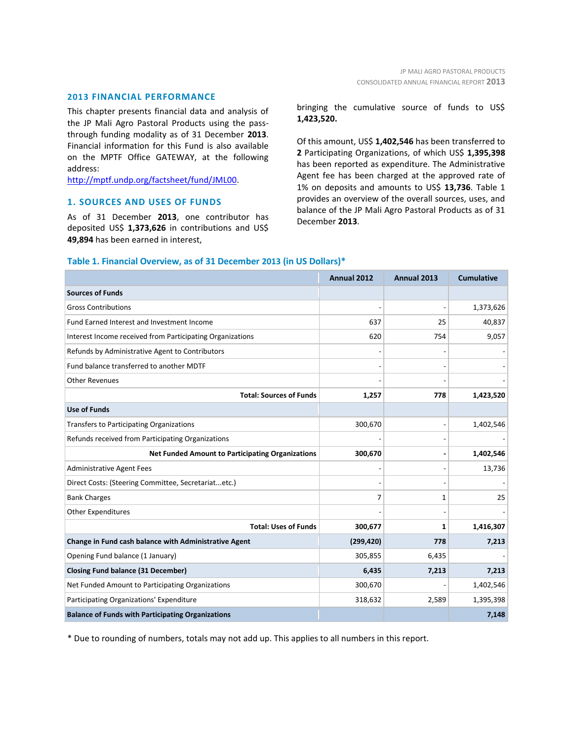## 2013 FINANCIAL PERFORMANCE

This chapter presents financial data and analysis of the JP Mali Agro Pastoral Products using the pass-through funding modality as of 31 December **2013**. Financial information for this Fund is also available on the MPTF Office GATEWAY, at the following address: http://mptf.undp.org/factsheet/fund/JML00.

## 1. SOURCES AND USES OF FUNDS

As of 31 December **2013**, one contributor has deposited US$ **1,373,626** in contributions and US$ **49,894** has been earned in interest, bringing the cumulative source of funds to US$ **1,423,520.**

Of this amount, US$ **1,402,546** has been transferred to **2** Participating Organizations, of which US$ **1,395,398** has been reported as expenditure. The Administrative Agent fee has been charged at the approved rate of 1% on deposits and amounts to US$ **13,736**. Table 1 provides an overview of the overall sources, uses, and balance of the JP Mali Agro Pastoral Products as of 31 December **2013**.

### Table 1. Financial Overview, as of 31 December 2013 (in US Dollars)*

| | Annual 2012 | Annual 2013 | Cumulative |
|---|---|---|---|
| **Sources of Funds** | | | |
| Gross Contributions | - | - | 1,373,626 |
| Fund Earned Interest and Investment Income | 637 | 25 | 40,837 |
| Interest Income received from Participating Organizations | 620 | 754 | 9,057 |
| Refunds by Administrative Agent to Contributors | - | - | - |
| Fund balance transferred to another MDTF | - | - | - |
| Other Revenues | - | - | - |
| **Total: Sources of Funds** | **1,257** | **778** | **1,423,520** |
| **Use of Funds** | | | |
| Transfers to Participating Organizations | 300,670 | - | 1,402,546 |
| Refunds received from Participating Organizations | - | - | - |
| **Net Funded Amount to Participating Organizations** | **300,670** | **-** | **1,402,546** |
| Administrative Agent Fees | - | - | 13,736 |
| Direct Costs: (Steering Committee, Secretariat...etc.) | - | - | - |
| Bank Charges | 7 | 1 | 25 |
| Other Expenditures | - | - | - |
| **Total: Uses of Funds** | **300,677** | **1** | **1,416,307** |
| **Change in Fund cash balance with Administrative Agent** | **(299,420)** | **778** | **7,213** |
| Opening Fund balance (1 January) | 305,855 | 6,435 | - |
| **Closing Fund balance (31 December)** | **6,435** | **7,213** | **7,213** |
| Net Funded Amount to Participating Organizations | 300,670 | - | 1,402,546 |
| Participating Organizations' Expenditure | 318,632 | 2,589 | 1,395,398 |
| **Balance of Funds with Participating Organizations** | | | **7,148** |

\* Due to rounding of numbers, totals may not add up. This applies to all numbers in this report.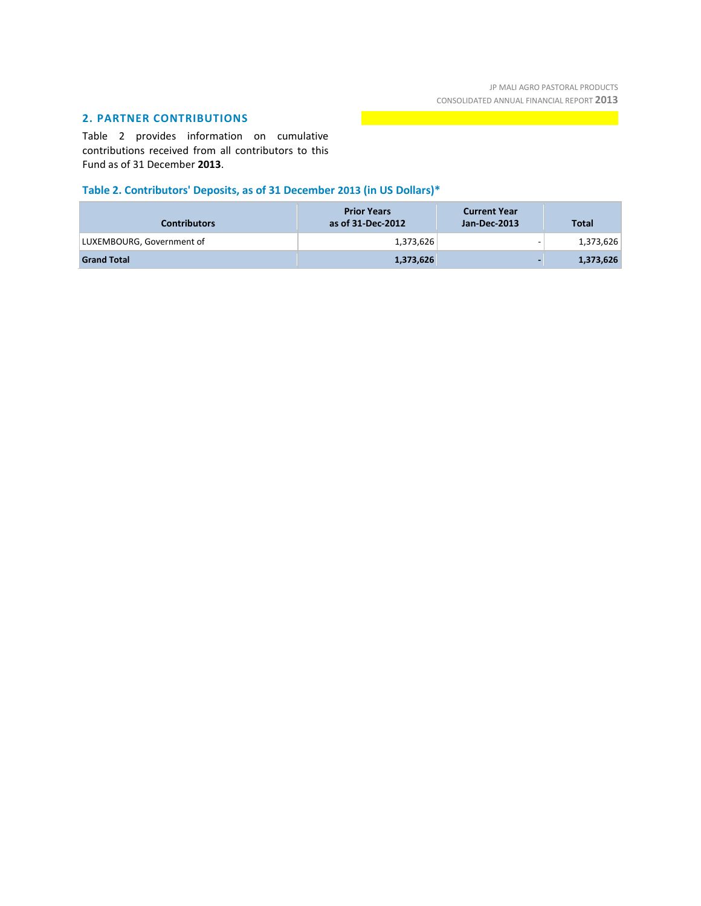## 2. PARTNER CONTRIBUTIONS

Table 2 provides information on cumulative contributions received from all contributors to this Fund as of 31 December **2013**.

### Table 2. Contributors' Deposits, as of 31 December 2013 (in US Dollars)*

| Contributors | Prior Years as of 31-Dec-2012 | Current Year Jan-Dec-2013 | Total |
|---|---|---|---|
| LUXEMBOURG, Government of | 1,373,626 | - | 1,373,626 |
| **Grand Total** | **1,373,626** | **-** | **1,373,626** |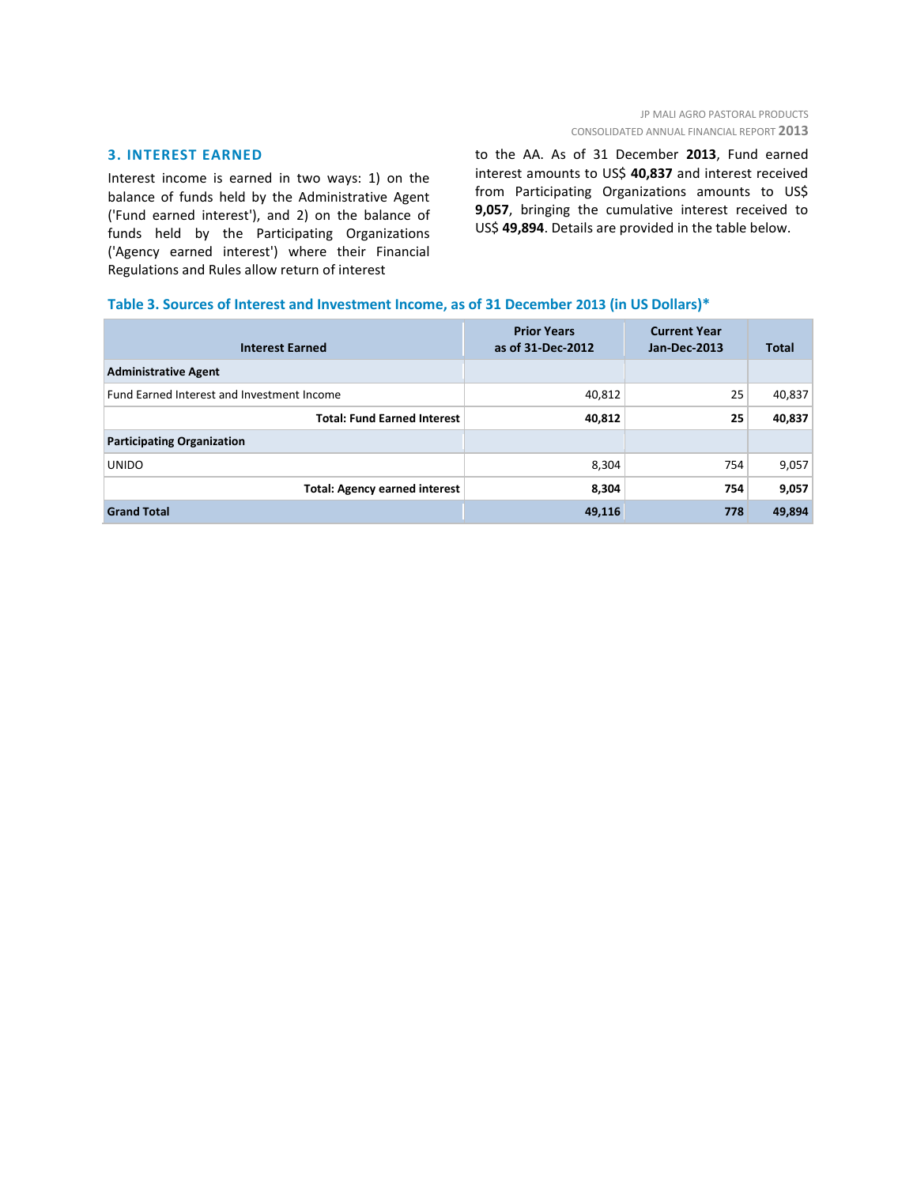## 3. INTEREST EARNED

Interest income is earned in two ways: 1) on the balance of funds held by the Administrative Agent ('Fund earned interest'), and 2) on the balance of funds held by the Participating Organizations ('Agency earned interest') where their Financial Regulations and Rules allow return of interest to the AA. As of 31 December **2013**, Fund earned interest amounts to US$ **40,837** and interest received from Participating Organizations amounts to US$ **9,057**, bringing the cumulative interest received to US$ **49,894**. Details are provided in the table below.

**Table 3. Sources of Interest and Investment Income, as of 31 December 2013 (in US Dollars)***

| Interest Earned | Prior Years as of 31-Dec-2012 | Current Year Jan-Dec-2013 | Total |
|---|---|---|---|
| **Administrative Agent** | | | |
| Fund Earned Interest and Investment Income | 40,812 | 25 | 40,837 |
| **Total: Fund Earned Interest** | **40,812** | **25** | **40,837** |
| **Participating Organization** | | | |
| UNIDO | 8,304 | 754 | 9,057 |
| **Total: Agency earned interest** | **8,304** | **754** | **9,057** |
| **Grand Total** | **49,116** | **778** | **49,894** |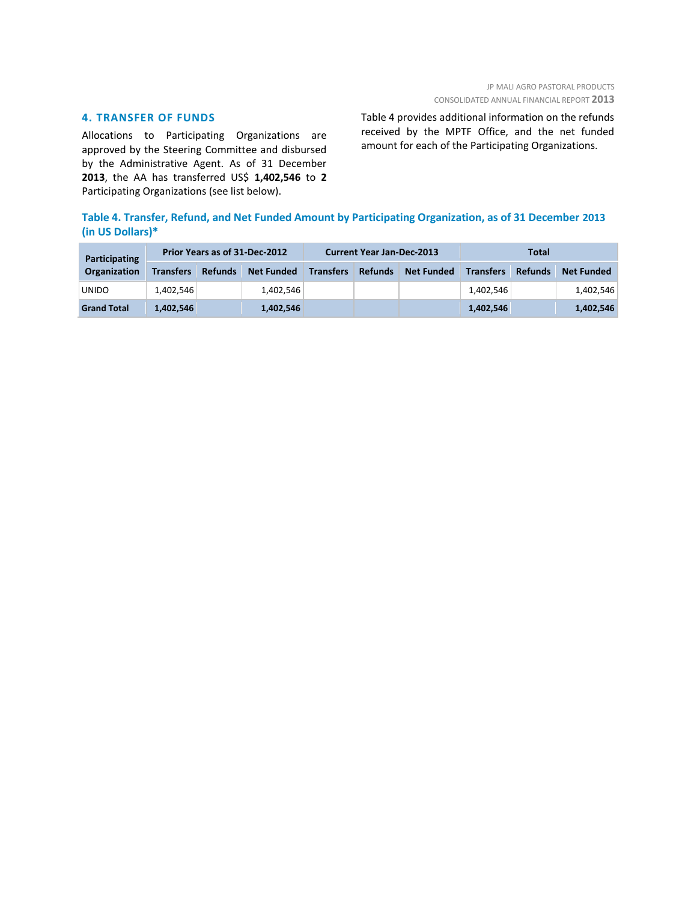## 4. TRANSFER OF FUNDS

Allocations to Participating Organizations are approved by the Steering Committee and disbursed by the Administrative Agent. As of 31 December **2013**, the AA has transferred US$ **1,402,546** to **2** Participating Organizations (see list below).

Table 4 provides additional information on the refunds received by the MPTF Office, and the net funded amount for each of the Participating Organizations.

**Table 4. Transfer, Refund, and Net Funded Amount by Participating Organization, as of 31 December 2013 (in US Dollars)***

| Participating Organization | Prior Years as of 31-Dec-2012 | | | Current Year Jan-Dec-2013 | | | Total | | |
|---|---|---|---|---|---|---|---|---|---|
| | Transfers | Refunds | Net Funded | Transfers | Refunds | Net Funded | Transfers | Refunds | Net Funded |
| UNIDO | 1,402,546 | | 1,402,546 | | | | 1,402,546 | | 1,402,546 |
| **Grand Total** | **1,402,546** | | **1,402,546** | | | | **1,402,546** | | **1,402,546** |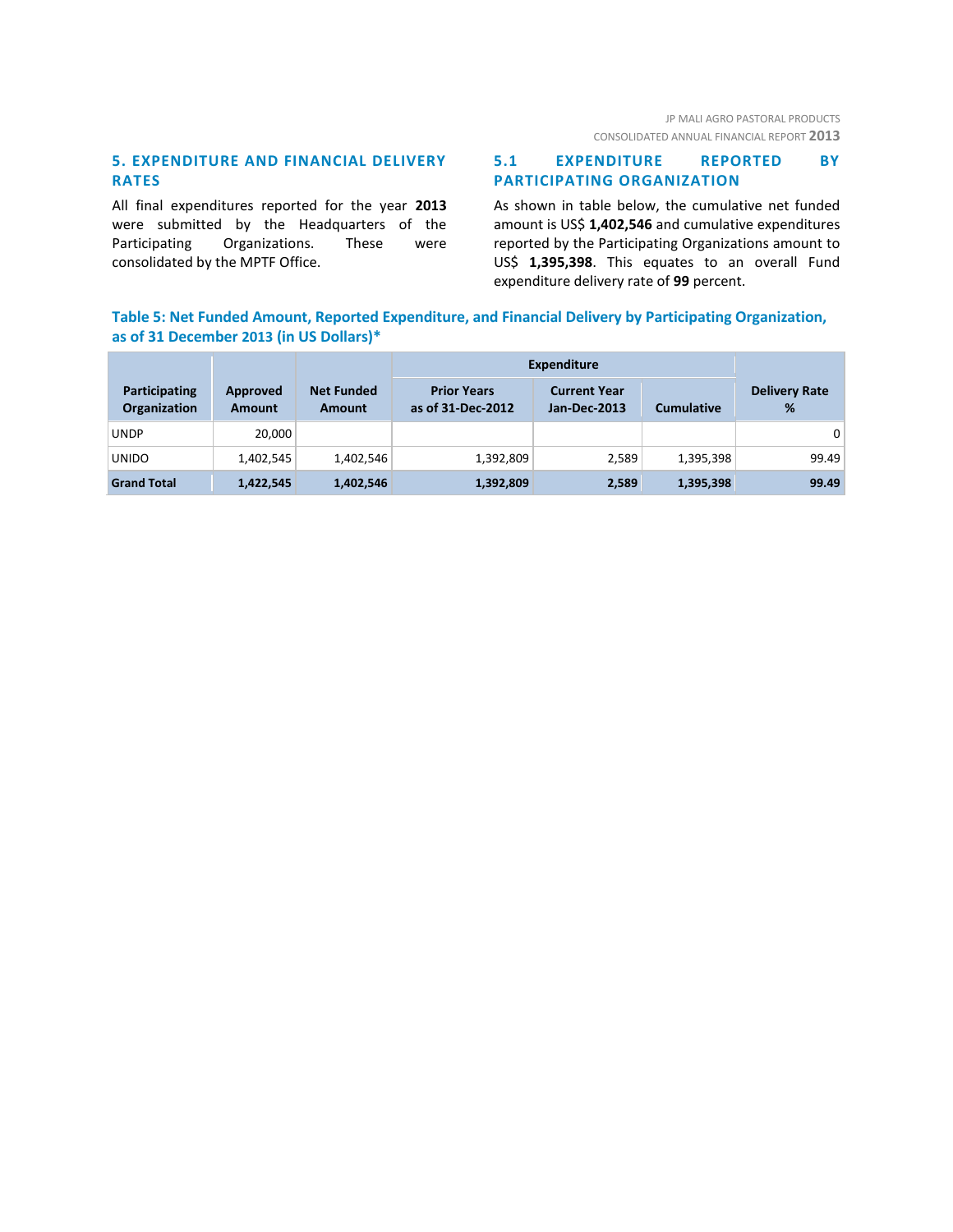## 5. EXPENDITURE AND FINANCIAL DELIVERY RATES

All final expenditures reported for the year **2013** were submitted by the Headquarters of the Participating Organizations. These were consolidated by the MPTF Office.

### 5.1 EXPENDITURE REPORTED BY PARTICIPATING ORGANIZATION

As shown in table below, the cumulative net funded amount is US$ **1,402,546** and cumulative expenditures reported by the Participating Organizations amount to US$ **1,395,398**. This equates to an overall Fund expenditure delivery rate of **99** percent.

**Table 5: Net Funded Amount, Reported Expenditure, and Financial Delivery by Participating Organization, as of 31 December 2013 (in US Dollars)***

| Participating Organization | Approved Amount | Net Funded Amount | Expenditure | | | Delivery Rate % |
|---|---|---|---|---|---|---|
| | | | Prior Years as of 31-Dec-2012 | Current Year Jan-Dec-2013 | Cumulative | |
| UNDP | 20,000 | | | | | 0 |
| UNIDO | 1,402,545 | 1,402,546 | 1,392,809 | 2,589 | 1,395,398 | 99.49 |
| **Grand Total** | **1,422,545** | **1,402,546** | **1,392,809** | **2,589** | **1,395,398** | **99.49** |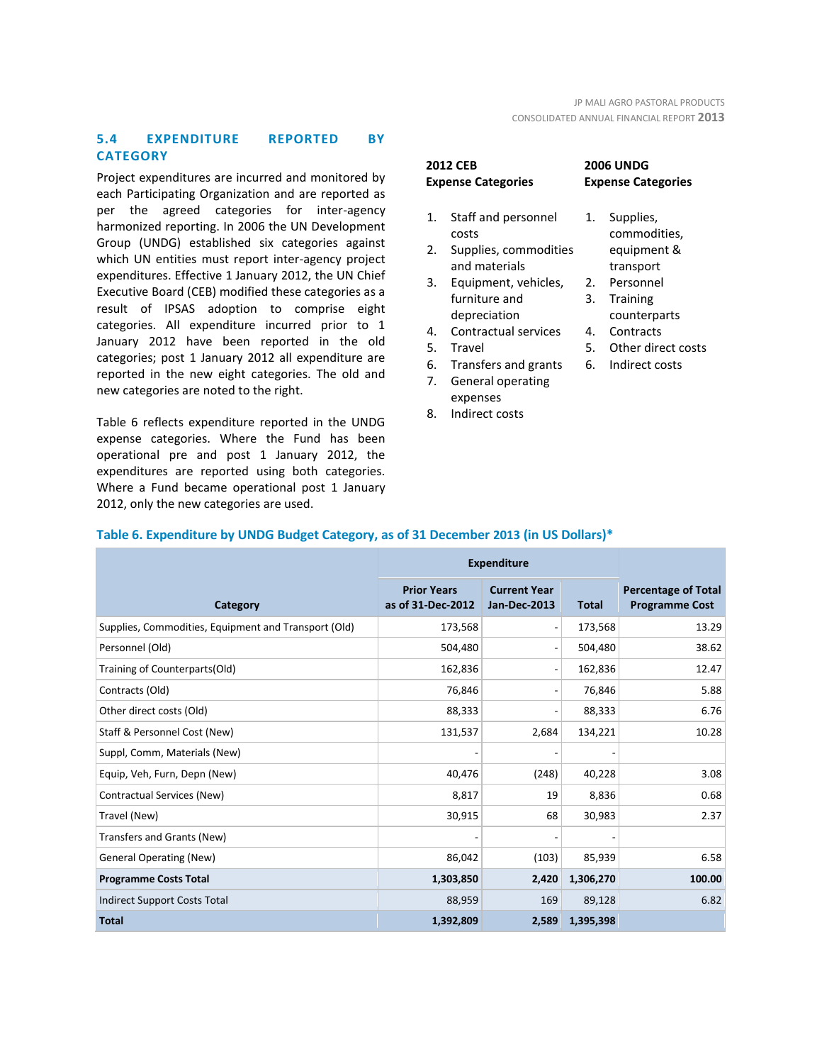## 5.4 EXPENDITURE REPORTED BY CATEGORY

Project expenditures are incurred and monitored by each Participating Organization and are reported as per the agreed categories for inter-agency harmonized reporting. In 2006 the UN Development Group (UNDG) established six categories against which UN entities must report inter-agency project expenditures. Effective 1 January 2012, the UN Chief Executive Board (CEB) modified these categories as a result of IPSAS adoption to comprise eight categories. All expenditure incurred prior to 1 January 2012 have been reported in the old categories; post 1 January 2012 all expenditure are reported in the new eight categories. The old and new categories are noted to the right.

Table 6 reflects expenditure reported in the UNDG expense categories. Where the Fund has been operational pre and post 1 January 2012, the expenditures are reported using both categories. Where a Fund became operational post 1 January 2012, only the new categories are used.

**2012 CEB Expense Categories**

1. Staff and personnel costs
2. Supplies, commodities and materials
3. Equipment, vehicles, furniture and depreciation
4. Contractual services
5. Travel
6. Transfers and grants
7. General operating expenses
8. Indirect costs

**2006 UNDG Expense Categories**

1. Supplies, commodities, equipment & transport
2. Personnel
3. Training counterparts
4. Contracts
5. Other direct costs
6. Indirect costs

### Table 6. Expenditure by UNDG Budget Category, as of 31 December 2013 (in US Dollars)*

| Category | Expenditure | | | Percentage of Total Programme Cost |
|---|---|---|---|---|
| | Prior Years as of 31-Dec-2012 | Current Year Jan-Dec-2013 | Total | |
| Supplies, Commodities, Equipment and Transport (Old) | 173,568 | - | 173,568 | 13.29 |
| Personnel (Old) | 504,480 | - | 504,480 | 38.62 |
| Training of Counterparts(Old) | 162,836 | - | 162,836 | 12.47 |
| Contracts (Old) | 76,846 | - | 76,846 | 5.88 |
| Other direct costs (Old) | 88,333 | - | 88,333 | 6.76 |
| Staff & Personnel Cost (New) | 131,537 | 2,684 | 134,221 | 10.28 |
| Suppl, Comm, Materials (New) | - | - | - | |
| Equip, Veh, Furn, Depn (New) | 40,476 | (248) | 40,228 | 3.08 |
| Contractual Services (New) | 8,817 | 19 | 8,836 | 0.68 |
| Travel (New) | 30,915 | 68 | 30,983 | 2.37 |
| Transfers and Grants (New) | - | - | - | |
| General Operating (New) | 86,042 | (103) | 85,939 | 6.58 |
| **Programme Costs Total** | **1,303,850** | **2,420** | **1,306,270** | **100.00** |
| Indirect Support Costs Total | 88,959 | 169 | 89,128 | 6.82 |
| **Total** | **1,392,809** | **2,589** | **1,395,398** | |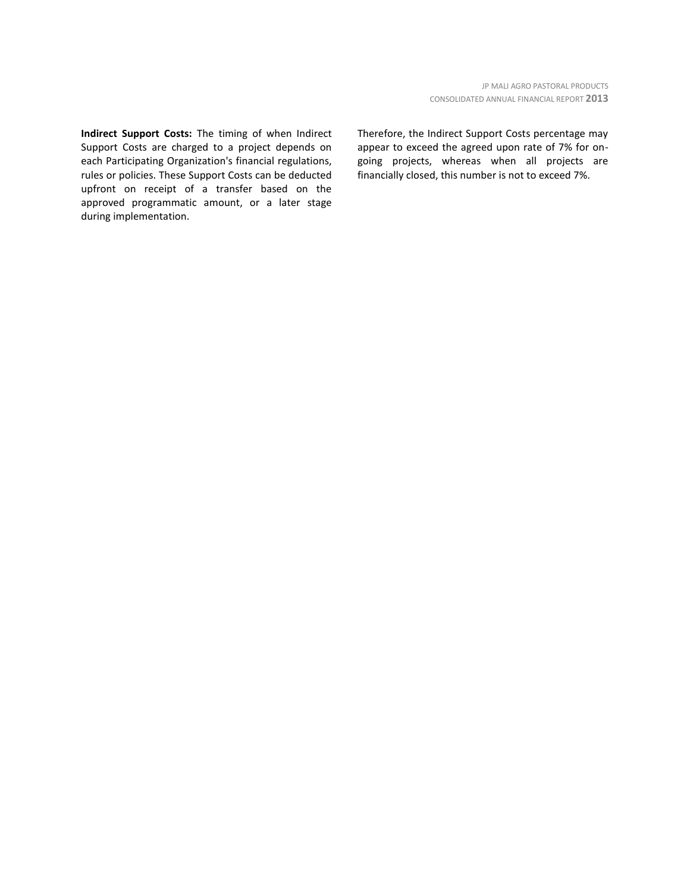**Indirect Support Costs:** The timing of when Indirect Support Costs are charged to a project depends on each Participating Organization's financial regulations, rules or policies. These Support Costs can be deducted upfront on receipt of a transfer based on the approved programmatic amount, or a later stage during implementation. Therefore, the Indirect Support Costs percentage may appear to exceed the agreed upon rate of 7% for on-going projects, whereas when all projects are financially closed, this number is not to exceed 7%.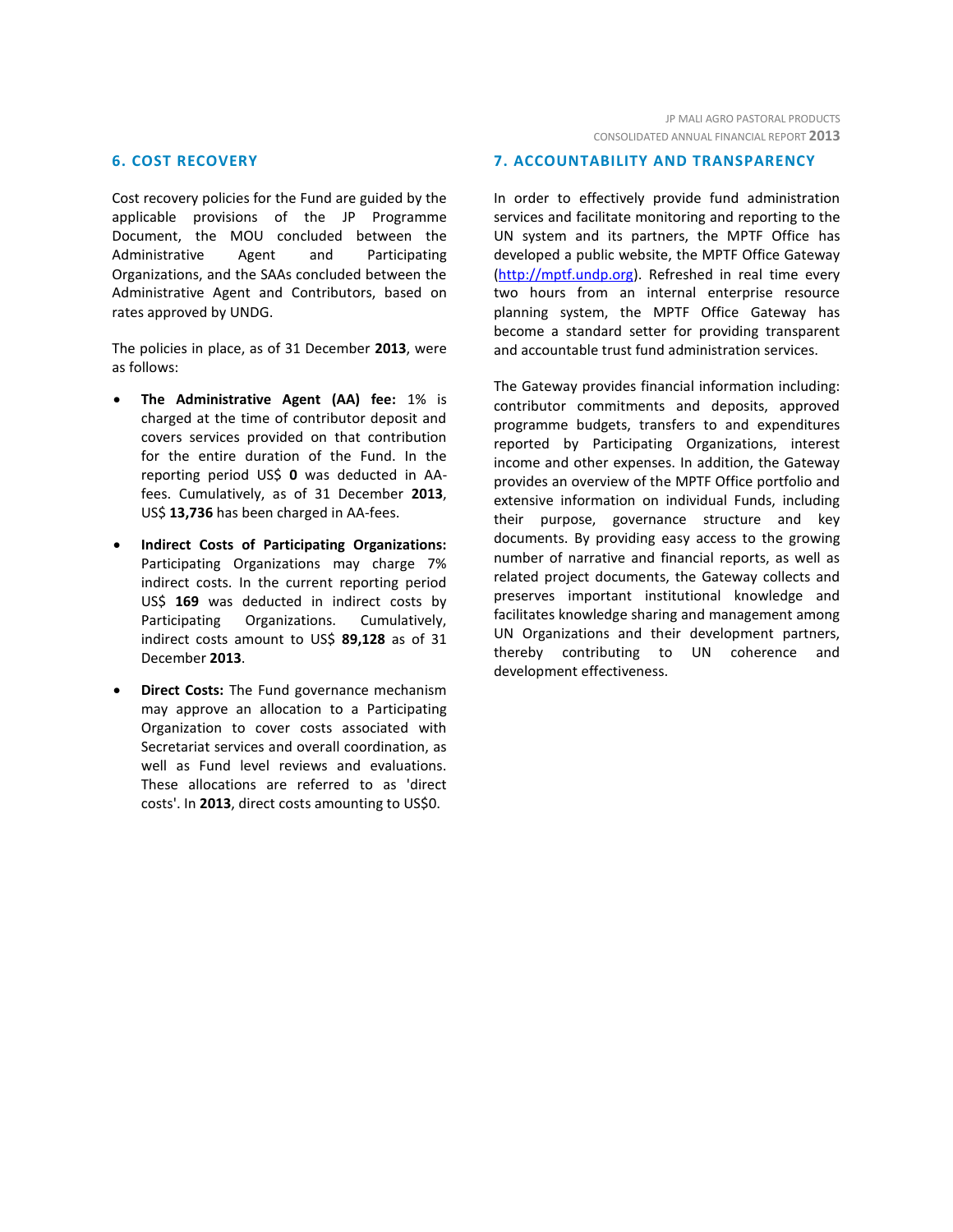## 6. COST RECOVERY

Cost recovery policies for the Fund are guided by the applicable provisions of the JP Programme Document, the MOU concluded between the Administrative Agent and Participating Organizations, and the SAAs concluded between the Administrative Agent and Contributors, based on rates approved by UNDG.

The policies in place, as of 31 December **2013**, were as follows:

- **The Administrative Agent (AA) fee:** 1% is charged at the time of contributor deposit and covers services provided on that contribution for the entire duration of the Fund. In the reporting period US$ **0** was deducted in AA-fees. Cumulatively, as of 31 December **2013**, US$ **13,736** has been charged in AA-fees.

- **Indirect Costs of Participating Organizations:** Participating Organizations may charge 7% indirect costs. In the current reporting period US$ **169** was deducted in indirect costs by Participating Organizations. Cumulatively, indirect costs amount to US$ **89,128** as of 31 December **2013**.

- **Direct Costs:** The Fund governance mechanism may approve an allocation to a Participating Organization to cover costs associated with Secretariat services and overall coordination, as well as Fund level reviews and evaluations. These allocations are referred to as 'direct costs'. In **2013**, direct costs amounting to US$0.

## 7. ACCOUNTABILITY AND TRANSPARENCY

In order to effectively provide fund administration services and facilitate monitoring and reporting to the UN system and its partners, the MPTF Office has developed a public website, the MPTF Office Gateway (http://mptf.undp.org). Refreshed in real time every two hours from an internal enterprise resource planning system, the MPTF Office Gateway has become a standard setter for providing transparent and accountable trust fund administration services.

The Gateway provides financial information including: contributor commitments and deposits, approved programme budgets, transfers to and expenditures reported by Participating Organizations, interest income and other expenses. In addition, the Gateway provides an overview of the MPTF Office portfolio and extensive information on individual Funds, including their purpose, governance structure and key documents. By providing easy access to the growing number of narrative and financial reports, as well as related project documents, the Gateway collects and preserves important institutional knowledge and facilitates knowledge sharing and management among UN Organizations and their development partners, thereby contributing to UN coherence and development effectiveness.